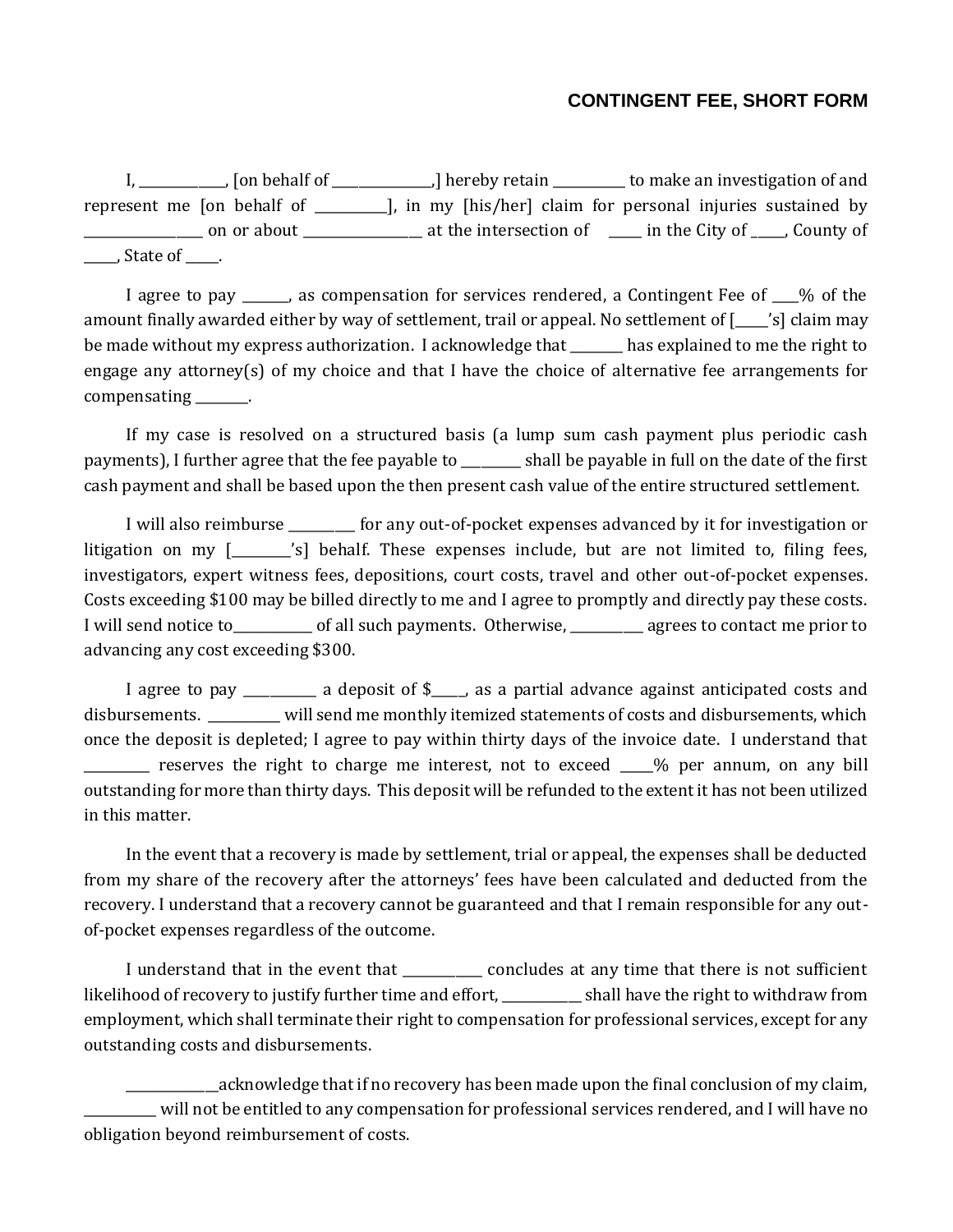# CONTINGENT FEE, SHORT FORM

I, ____________, [on behalf of ______________,] hereby retain __________ to make an investigation of and represent me [on behalf of __________], in my [his/her] claim for personal injuries sustained by ________________ on or about ________________ at the intersection of _____ in the City of _____, County of _____, State of _____.

I agree to pay _______, as compensation for services rendered, a Contingent Fee of ____% of the amount finally awarded either by way of settlement, trail or appeal. No settlement of [_____'s] claim may be made without my express authorization. I acknowledge that ________ has explained to me the right to engage any attorney(s) of my choice and that I have the choice of alternative fee arrangements for compensating ________.

If my case is resolved on a structured basis (a lump sum cash payment plus periodic cash payments), I further agree that the fee payable to _________ shall be payable in full on the date of the first cash payment and shall be based upon the then present cash value of the entire structured settlement.

I will also reimburse __________ for any out-of-pocket expenses advanced by it for investigation or litigation on my [_________'s] behalf. These expenses include, but are not limited to, filing fees, investigators, expert witness fees, depositions, court costs, travel and other out-of-pocket expenses. Costs exceeding $100 may be billed directly to me and I agree to promptly and directly pay these costs. I will send notice to___________ of all such payments. Otherwise, ___________ agrees to contact me prior to advancing any cost exceeding $300.

I agree to pay ___________ a deposit of $_____, as a partial advance against anticipated costs and disbursements. ___________ will send me monthly itemized statements of costs and disbursements, which once the deposit is depleted; I agree to pay within thirty days of the invoice date. I understand that __________ reserves the right to charge me interest, not to exceed _____% per annum, on any bill outstanding for more than thirty days. This deposit will be refunded to the extent it has not been utilized in this matter.

In the event that a recovery is made by settlement, trial or appeal, the expenses shall be deducted from my share of the recovery after the attorneys' fees have been calculated and deducted from the recovery. I understand that a recovery cannot be guaranteed and that I remain responsible for any out-of-pocket expenses regardless of the outcome.

I understand that in the event that ____________ concludes at any time that there is not sufficient likelihood of recovery to justify further time and effort, ____________ shall have the right to withdraw from employment, which shall terminate their right to compensation for professional services, except for any outstanding costs and disbursements.

______________acknowledge that if no recovery has been made upon the final conclusion of my claim, ___________ will not be entitled to any compensation for professional services rendered, and I will have no obligation beyond reimbursement of costs.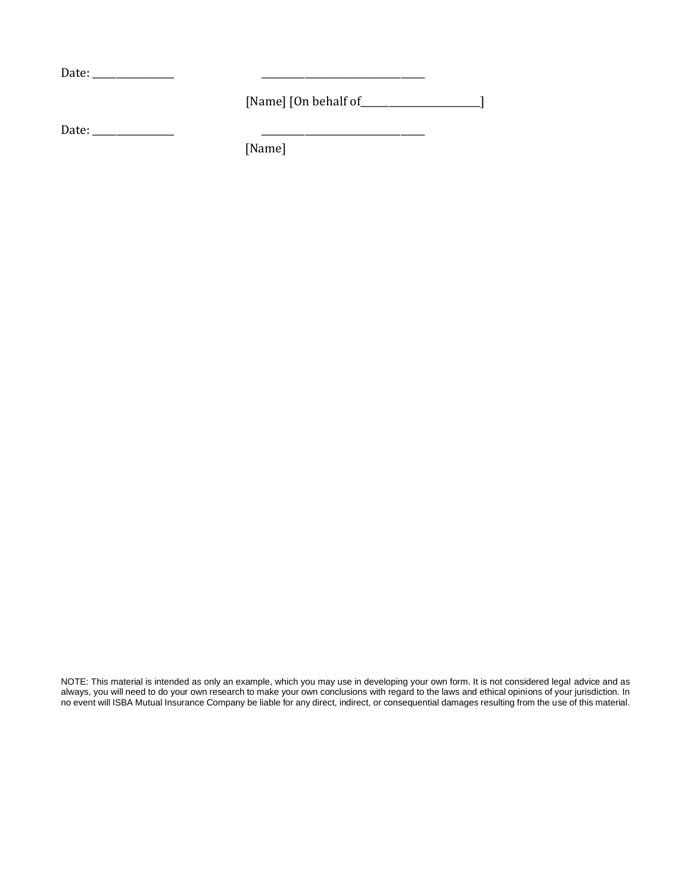Date: _______________ ________________________________

[Name] [On behalf of_______________________]

Date: _______________ ________________________________

[Name]

NOTE: This material is intended as only an example, which you may use in developing your own form. It is not considered legal advice and as always, you will need to do your own research to make your own conclusions with regard to the laws and ethical opinions of your jurisdiction. In no event will ISBA Mutual Insurance Company be liable for any direct, indirect, or consequential damages resulting from the use of this material.